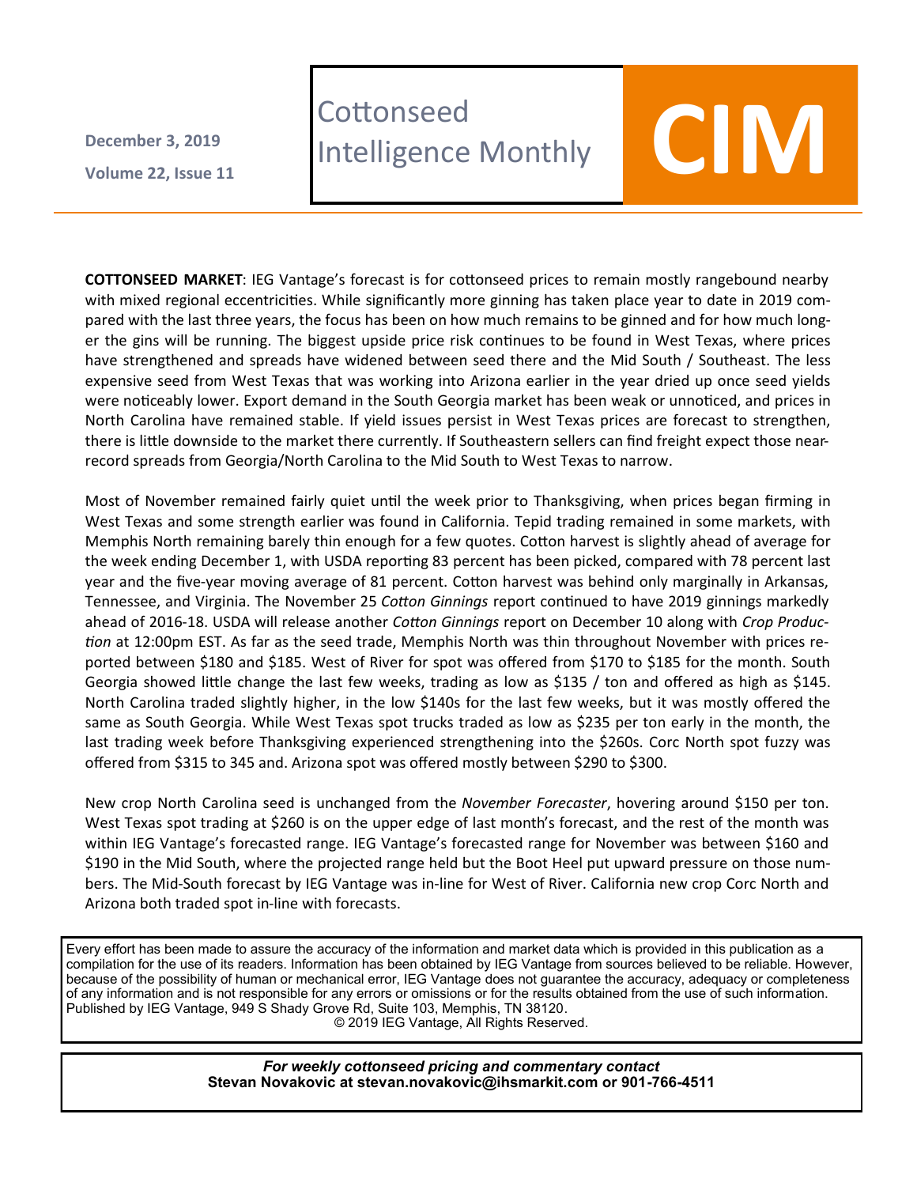December 3, 2019

Volume 22, Issue 11

# Cottonseed Intelligence Monthly

# CIM

**COTTONSEED MARKET**: IEG Vantage's forecast is for cottonseed prices to remain mostly rangebound nearby with mixed regional eccentricities. While significantly more ginning has taken place year to date in 2019 compared with the last three years, the focus has been on how much remains to be ginned and for how much longer the gins will be running. The biggest upside price risk continues to be found in West Texas, where prices have strengthened and spreads have widened between seed there and the Mid South / Southeast. The less expensive seed from West Texas that was working into Arizona earlier in the year dried up once seed yields were noticeably lower. Export demand in the South Georgia market has been weak or unnoticed, and prices in North Carolina have remained stable. If yield issues persist in West Texas prices are forecast to strengthen, there is little downside to the market there currently. If Southeastern sellers can find freight expect those near-record spreads from Georgia/North Carolina to the Mid South to West Texas to narrow.

Most of November remained fairly quiet until the week prior to Thanksgiving, when prices began firming in West Texas and some strength earlier was found in California. Tepid trading remained in some markets, with Memphis North remaining barely thin enough for a few quotes. Cotton harvest is slightly ahead of average for the week ending December 1, with USDA reporting 83 percent has been picked, compared with 78 percent last year and the five-year moving average of 81 percent. Cotton harvest was behind only marginally in Arkansas, Tennessee, and Virginia. The November 25 *Cotton Ginnings* report continued to have 2019 ginnings markedly ahead of 2016-18. USDA will release another *Cotton Ginnings* report on December 10 along with *Crop Production* at 12:00pm EST. As far as the seed trade, Memphis North was thin throughout November with prices reported between $180 and $185. West of River for spot was offered from $170 to $185 for the month. South Georgia showed little change the last few weeks, trading as low as $135 / ton and offered as high as $145. North Carolina traded slightly higher, in the low $140s for the last few weeks, but it was mostly offered the same as South Georgia. While West Texas spot trucks traded as low as $235 per ton early in the month, the last trading week before Thanksgiving experienced strengthening into the $260s. Corc North spot fuzzy was offered from $315 to 345 and. Arizona spot was offered mostly between $290 to $300.

New crop North Carolina seed is unchanged from the *November Forecaster*, hovering around $150 per ton. West Texas spot trading at $260 is on the upper edge of last month's forecast, and the rest of the month was within IEG Vantage's forecasted range. IEG Vantage's forecasted range for November was between $160 and $190 in the Mid South, where the projected range held but the Boot Heel put upward pressure on those numbers. The Mid-South forecast by IEG Vantage was in-line for West of River. California new crop Corc North and Arizona both traded spot in-line with forecasts.

Every effort has been made to assure the accuracy of the information and market data which is provided in this publication as a compilation for the use of its readers. Information has been obtained by IEG Vantage from sources believed to be reliable. However, because of the possibility of human or mechanical error, IEG Vantage does not guarantee the accuracy, adequacy or completeness of any information and is not responsible for any errors or omissions or for the results obtained from the use of such information. Published by IEG Vantage, 949 S Shady Grove Rd, Suite 103, Memphis, TN 38120.
© 2019 IEG Vantage, All Rights Reserved.

***For weekly cottonseed pricing and commentary contact***
**Stevan Novakovic at stevan.novakovic@ihsmarkit.com or 901-766-4511**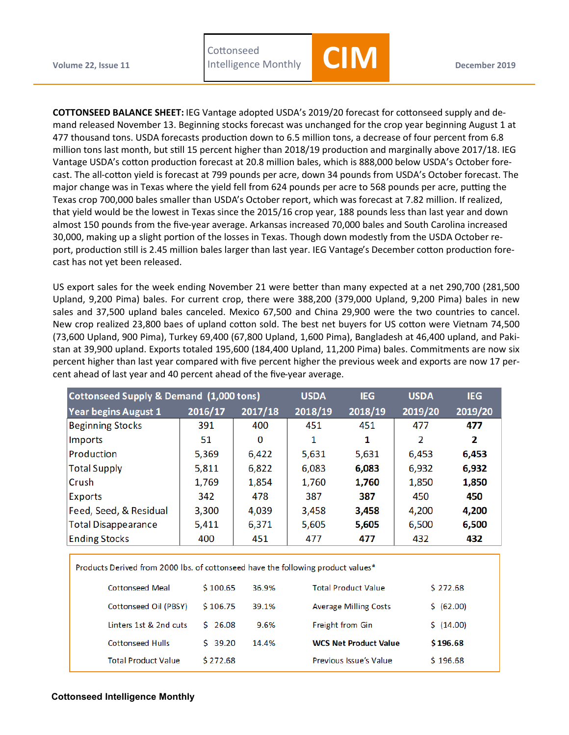**COTTONSEED BALANCE SHEET:** IEG Vantage adopted USDA's 2019/20 forecast for cottonseed supply and demand released November 13. Beginning stocks forecast was unchanged for the crop year beginning August 1 at 477 thousand tons. USDA forecasts production down to 6.5 million tons, a decrease of four percent from 6.8 million tons last month, but still 15 percent higher than 2018/19 production and marginally above 2017/18. IEG Vantage USDA's cotton production forecast at 20.8 million bales, which is 888,000 below USDA's October forecast. The all-cotton yield is forecast at 799 pounds per acre, down 34 pounds from USDA's October forecast. The major change was in Texas where the yield fell from 624 pounds per acre to 568 pounds per acre, putting the Texas crop 700,000 bales smaller than USDA's October report, which was forecast at 7.82 million. If realized, that yield would be the lowest in Texas since the 2015/16 crop year, 188 pounds less than last year and down almost 150 pounds from the five-year average. Arkansas increased 70,000 bales and South Carolina increased 30,000, making up a slight portion of the losses in Texas. Though down modestly from the USDA October report, production still is 2.45 million bales larger than last year. IEG Vantage's December cotton production forecast has not yet been released.

US export sales for the week ending November 21 were better than many expected at a net 290,700 (281,500 Upland, 9,200 Pima) bales. For current crop, there were 388,200 (379,000 Upland, 9,200 Pima) bales in new sales and 37,500 upland bales canceled. Mexico 67,500 and China 29,900 were the two countries to cancel. New crop realized 23,800 baes of upland cotton sold. The best net buyers for US cotton were Vietnam 74,500 (73,600 Upland, 900 Pima), Turkey 69,400 (67,800 Upland, 1,600 Pima), Bangladesh at 46,400 upland, and Pakistan at 39,900 upland. Exports totaled 195,600 (184,400 Upland, 11,200 Pima) bales. Commitments are now six percent higher than last year compared with five percent higher the previous week and exports are now 17 percent ahead of last year and 40 percent ahead of the five-year average.

| Cottonseed Supply & Demand (1,000 tons) | | | USDA | IEG | USDA | IEG |
|---|---|---|---|---|---|---|
| Year begins August 1 | 2016/17 | 2017/18 | 2018/19 | 2018/19 | 2019/20 | 2019/20 |
| Beginning Stocks | 391 | 400 | 451 | 451 | 477 | **477** |
| Imports | 51 | 0 | 1 | **1** | 2 | **2** |
| Production | 5,369 | 6,422 | 5,631 | 5,631 | 6,453 | **6,453** |
| Total Supply | 5,811 | 6,822 | 6,083 | **6,083** | 6,932 | **6,932** |
| Crush | 1,769 | 1,854 | 1,760 | **1,760** | 1,850 | **1,850** |
| Exports | 342 | 478 | 387 | **387** | 450 | **450** |
| Feed, Seed, & Residual | 3,300 | 4,039 | 3,458 | **3,458** | 4,200 | **4,200** |
| Total Disappearance | 5,411 | 6,371 | 5,605 | **5,605** | 6,500 | **6,500** |
| Ending Stocks | 400 | 451 | 477 | **477** | 432 | **432** |

Products Derived from 2000 lbs. of cottonseed have the following product values*

| | | | | |
|---|---|---|---|---|
| Cottonseed Meal | $ 100.65 | 36.9% | Total Product Value | $ 272.68 |
| Cottonseed Oil (PBSY) | $ 106.75 | 39.1% | Average Milling Costs | $ (62.00) |
| Linters 1st & 2nd cuts | $ 26.08 | 9.6% | Freight from Gin | $ (14.00) |
| Cottonseed Hulls | $ 39.20 | 14.4% | **WCS Net Product Value** | **$ 196.68** |
| Total Product Value | $ 272.68 | | Previous Issue's Value | $ 196.68 |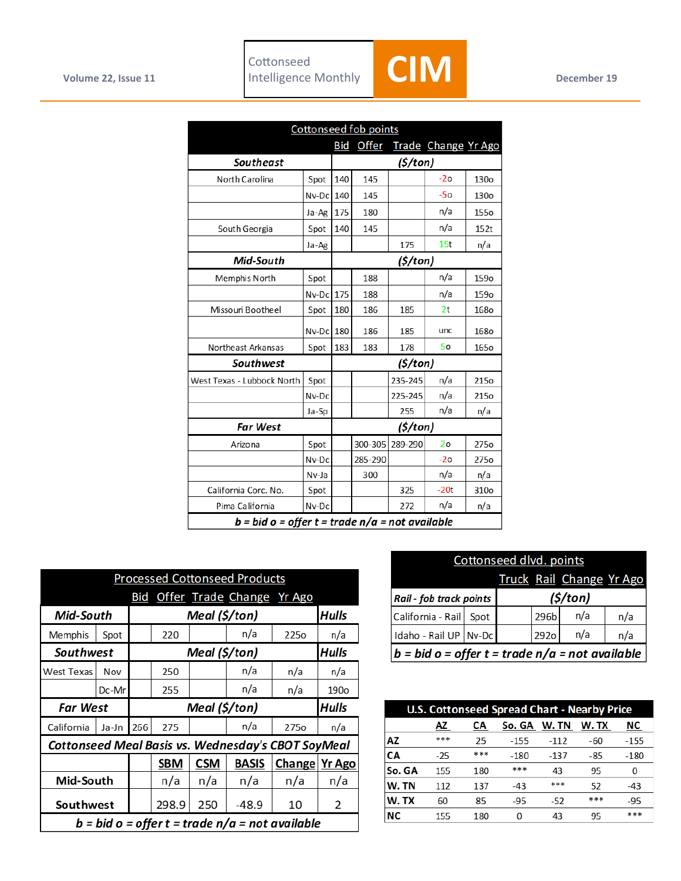## Cottonseed fob points

| | | Bid | Offer | Trade | Change | Yr Ago |
|---|---|---|---|---|---|---|
| ***Southeast*** | | ***($/ton)*** | | | | |
| North Carolina | Spot | 140 | 145 | | -2o | 130o |
| | Nv-Dc | 140 | 145 | | -5o | 130o |
| | Ja-Ag | 175 | 180 | | n/a | 155o |
| South Georgia | Spot | 140 | 145 | | n/a | 152t |
| | Ja-Ag | | | 175 | 15t | n/a |
| ***Mid-South*** | | ***($/ton)*** | | | | |
| Memphis North | Spot | | 188 | | n/a | 159o |
| | Nv-Dc | 175 | 188 | | n/a | 159o |
| Missouri Bootheel | Spot | 180 | 186 | 185 | 2t | 168o |
| | Nv-Dc | 180 | 186 | 185 | unc | 168o |
| Northeast Arkansas | Spot | 183 | 183 | 178 | 5o | 165o |
| ***Southwest*** | | ***($/ton)*** | | | | |
| West Texas - Lubbock North | Spot | | | 235-245 | n/a | 215o |
| | Nv-Dc | | | 225-245 | n/a | 215o |
| | Ja-Sp | | | 255 | n/a | n/a |
| ***Far West*** | | ***($/ton)*** | | | | |
| Arizona | Spot | | 300-305 | 289-290 | 2o | 275o |
| | Nv-Dc | | 285-290 | | -2o | 275o |
| | Nv-Ja | | 300 | | n/a | n/a |
| California Corc. No. | Spot | | | 325 | -20t | 310o |
| Pima California | Nv-Dc | | | 272 | n/a | n/a |

***b = bid o = offer t = trade n/a = not available***

## Processed Cottonseed Products

| | | Bid | Offer | Trade | Change | Yr Ago |
|---|---|---|---|---|---|---|
| ***Mid-South*** | | ***Meal ($/ton)*** | | | | ***Hulls*** |
| Memphis | Spot | | 220 | | n/a | 225o | n/a |
| ***Southwest*** | | ***Meal ($/ton)*** | | | | ***Hulls*** |
| West Texas | Nov | | 250 | | n/a | n/a | n/a |
| | Dc-Mr | | 255 | | n/a | n/a | 190o |
| ***Far West*** | | ***Meal ($/ton)*** | | | | ***Hulls*** |
| California | Ja-Jn | 266 | 275 | | n/a | 275o | n/a |

### Cottonseed Meal Basis vs. Wednesday's CBOT SoyMeal

| | SBM | CSM | BASIS | Change | Yr Ago |
|---|---|---|---|---|---|
| Mid-South | n/a | n/a | n/a | n/a | n/a |
| Southwest | 298.9 | 250 | -48.9 | 10 | 2 |

***b = bid o = offer t = trade n/a = not available***

## Cottonseed dlvd. points

| | | Truck | Rail | Change | Yr Ago |
|---|---|---|---|---|---|
| ***Rail - fob track points*** | | ***($/ton)*** | | | |
| California - Rail | Spot | | 296b | n/a | n/a |
| Idaho - Rail UP | Nv-Dc | | 292o | n/a | n/a |

***b = bid o = offer t = trade n/a = not available***

## U.S. Cottonseed Spread Chart - Nearby Price

| | AZ | CA | So. GA | W. TN | W. TX | NC |
|---|---|---|---|---|---|---|
| **AZ** | *** | 25 | -155 | -112 | -60 | -155 |
| **CA** | -25 | *** | -180 | -137 | -85 | -180 |
| **So. GA** | 155 | 180 | *** | 43 | 95 | 0 |
| **W. TN** | 112 | 137 | -43 | *** | 52 | -43 |
| **W. TX** | 60 | 85 | -95 | -52 | *** | -95 |
| **NC** | 155 | 180 | 0 | 43 | 95 | *** |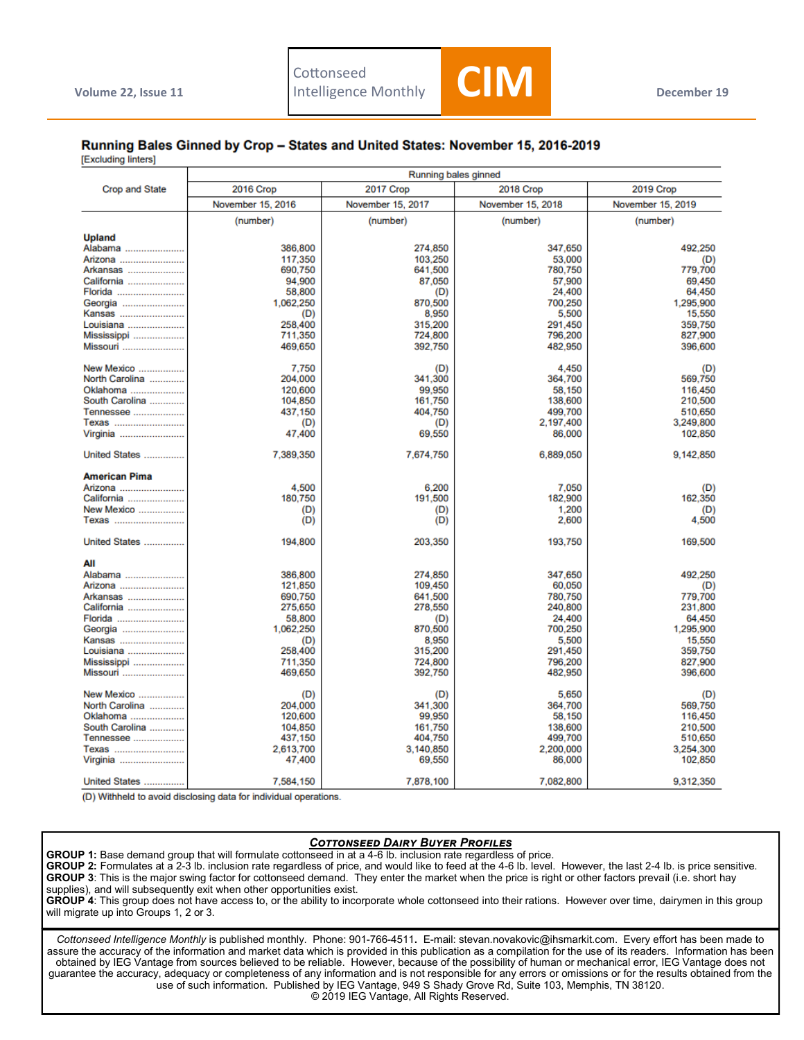## Running Bales Ginned by Crop – States and United States: November 15, 2016-2019

[Excluding linters]

| Crop and State | 2016 Crop November 15, 2016 (number) | 2017 Crop November 15, 2017 (number) | 2018 Crop November 15, 2018 (number) | 2019 Crop November 15, 2019 (number) |
|---|---|---|---|---|
| **Upland** | | | | |
| Alabama | 386,800 | 274,850 | 347,650 | 492,250 |
| Arizona | 117,350 | 103,250 | 53,000 | (D) |
| Arkansas | 690,750 | 641,500 | 780,750 | 779,700 |
| California | 94,900 | 87,050 | 57,900 | 69,450 |
| Florida | 58,800 | (D) | 24,400 | 64,450 |
| Georgia | 1,062,250 | 870,500 | 700,250 | 1,295,900 |
| Kansas | (D) | 8,950 | 5,500 | 15,550 |
| Louisiana | 258,400 | 315,200 | 291,450 | 359,750 |
| Mississippi | 711,350 | 724,800 | 796,200 | 827,900 |
| Missouri | 469,650 | 392,750 | 482,950 | 396,600 |
| New Mexico | 7,750 | (D) | 4,450 | (D) |
| North Carolina | 204,000 | 341,300 | 364,700 | 569,750 |
| Oklahoma | 120,600 | 99,950 | 58,150 | 116,450 |
| South Carolina | 104,850 | 161,750 | 138,600 | 210,500 |
| Tennessee | 437,150 | 404,750 | 499,700 | 510,650 |
| Texas | (D) | (D) | 2,197,400 | 3,249,800 |
| Virginia | 47,400 | 69,550 | 86,000 | 102,850 |
| United States | 7,389,350 | 7,674,750 | 6,889,050 | 9,142,850 |
| **American Pima** | | | | |
| Arizona | 4,500 | 6,200 | 7,050 | (D) |
| California | 180,750 | 191,500 | 182,900 | 162,350 |
| New Mexico | (D) | (D) | 1,200 | (D) |
| Texas | (D) | (D) | 2,600 | 4,500 |
| United States | 194,800 | 203,350 | 193,750 | 169,500 |
| **All** | | | | |
| Alabama | 386,800 | 274,850 | 347,650 | 492,250 |
| Arizona | 121,850 | 109,450 | 60,050 | (D) |
| Arkansas | 690,750 | 641,500 | 780,750 | 779,700 |
| California | 275,650 | 278,550 | 240,800 | 231,800 |
| Florida | 58,800 | (D) | 24,400 | 64,450 |
| Georgia | 1,062,250 | 870,500 | 700,250 | 1,295,900 |
| Kansas | (D) | 8,950 | 5,500 | 15,550 |
| Louisiana | 258,400 | 315,200 | 291,450 | 359,750 |
| Mississippi | 711,350 | 724,800 | 796,200 | 827,900 |
| Missouri | 469,650 | 392,750 | 482,950 | 396,600 |
| New Mexico | (D) | (D) | 5,650 | (D) |
| North Carolina | 204,000 | 341,300 | 364,700 | 569,750 |
| Oklahoma | 120,600 | 99,950 | 58,150 | 116,450 |
| South Carolina | 104,850 | 161,750 | 138,600 | 210,500 |
| Tennessee | 437,150 | 404,750 | 499,700 | 510,650 |
| Texas | 2,613,700 | 3,140,850 | 2,200,000 | 3,254,300 |
| Virginia | 47,400 | 69,550 | 86,000 | 102,850 |
| United States | 7,584,150 | 7,878,100 | 7,082,800 | 9,312,350 |

(D) Withheld to avoid disclosing data for individual operations.

### *Cottonseed Dairy Buyer Profiles*

**GROUP 1:** Base demand group that will formulate cottonseed in at a 4-6 lb. inclusion rate regardless of price.
**GROUP 2:** Formulates at a 2-3 lb. inclusion rate regardless of price, and would like to feed at the 4-6 lb. level. However, the last 2-4 lb. is price sensitive.
**GROUP 3**: This is the major swing factor for cottonseed demand. They enter the market when the price is right or other factors prevail (i.e. short hay supplies), and will subsequently exit when other opportunities exist.
**GROUP 4**: This group does not have access to, or the ability to incorporate whole cottonseed into their rations. However over time, dairymen in this group will migrate up into Groups 1, 2 or 3.

*Cottonseed Intelligence Monthly* is published monthly. Phone: 901-766-4511. E-mail: stevan.novakovic@ihsmarkit.com. Every effort has been made to assure the accuracy of the information and market data which is provided in this publication as a compilation for the use of its readers. Information has been obtained by IEG Vantage from sources believed to be reliable. However, because of the possibility of human or mechanical error, IEG Vantage does not guarantee the accuracy, adequacy or completeness of any information and is not responsible for any errors or omissions or for the results obtained from the use of such information. Published by IEG Vantage, 949 S Shady Grove Rd, Suite 103, Memphis, TN 38120.
© 2019 IEG Vantage, All Rights Reserved.